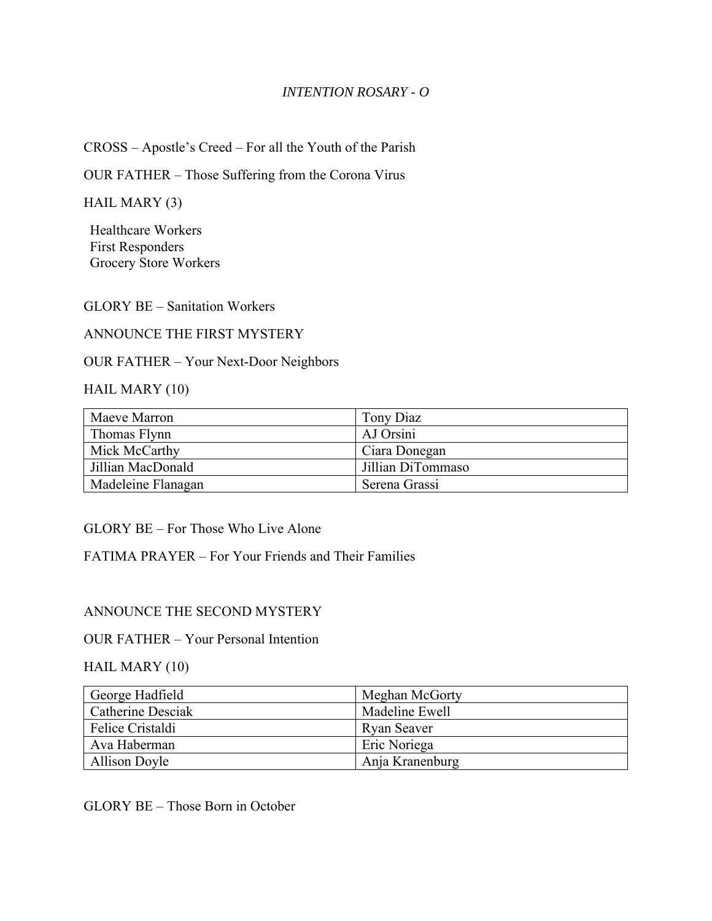*INTENTION ROSARY - O*

CROSS – Apostle's Creed – For all the Youth of the Parish

OUR FATHER – Those Suffering from the Corona Virus

HAIL MARY (3)

Healthcare Workers
First Responders
Grocery Store Workers

GLORY BE – Sanitation Workers

ANNOUNCE THE FIRST MYSTERY

OUR FATHER – Your Next-Door Neighbors

HAIL MARY (10)

| | |
|---|---|
| Maeve Marron | Tony Diaz |
| Thomas Flynn | AJ Orsini |
| Mick McCarthy | Ciara Donegan |
| Jillian MacDonald | Jillian DiTommaso |
| Madeleine Flanagan | Serena Grassi |

GLORY BE – For Those Who Live Alone

FATIMA PRAYER – For Your Friends and Their Families

ANNOUNCE THE SECOND MYSTERY

OUR FATHER – Your Personal Intention

HAIL MARY (10)

| | |
|---|---|
| George Hadfield | Meghan McGorty |
| Catherine Desciak | Madeline Ewell |
| Felice Cristaldi | Ryan Seaver |
| Ava Haberman | Eric Noriega |
| Allison Doyle | Anja Kranenburg |

GLORY BE – Those Born in October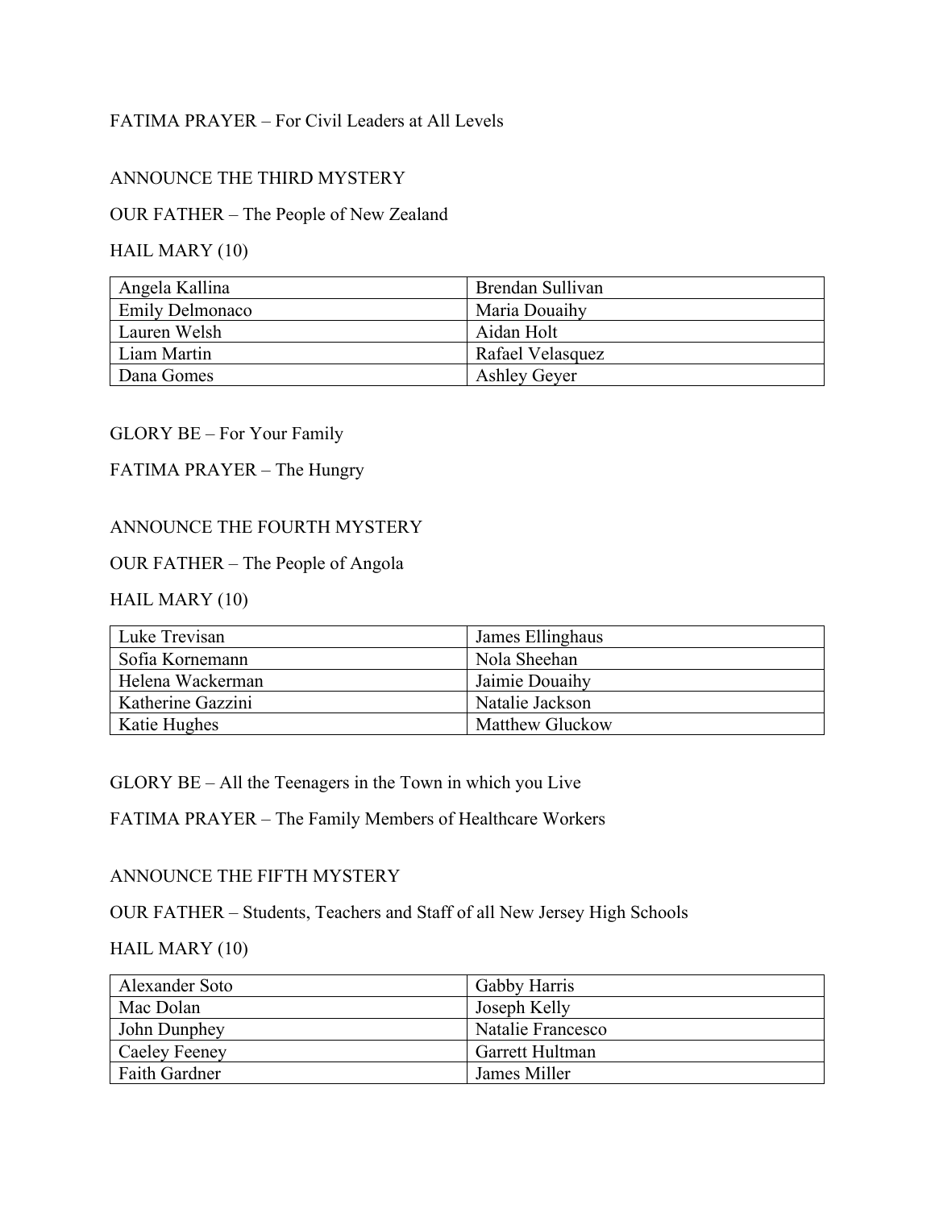FATIMA PRAYER – For Civil Leaders at All Levels

ANNOUNCE THE THIRD MYSTERY

OUR FATHER – The People of New Zealand

HAIL MARY (10)

| Angela Kallina | Brendan Sullivan |
|---|---|
| Emily Delmonaco | Maria Douaihy |
| Lauren Welsh | Aidan Holt |
| Liam Martin | Rafael Velasquez |
| Dana Gomes | Ashley Geyer |

GLORY BE – For Your Family

FATIMA PRAYER – The Hungry

ANNOUNCE THE FOURTH MYSTERY

OUR FATHER – The People of Angola

HAIL MARY (10)

| Luke Trevisan | James Ellinghaus |
|---|---|
| Sofia Kornemann | Nola Sheehan |
| Helena Wackerman | Jaimie Douaihy |
| Katherine Gazzini | Natalie Jackson |
| Katie Hughes | Matthew Gluckow |

GLORY BE – All the Teenagers in the Town in which you Live

FATIMA PRAYER – The Family Members of Healthcare Workers

ANNOUNCE THE FIFTH MYSTERY

OUR FATHER – Students, Teachers and Staff of all New Jersey High Schools

HAIL MARY (10)

| Alexander Soto | Gabby Harris |
|---|---|
| Mac Dolan | Joseph Kelly |
| John Dunphey | Natalie Francesco |
| Caeley Feeney | Garrett Hultman |
| Faith Gardner | James Miller |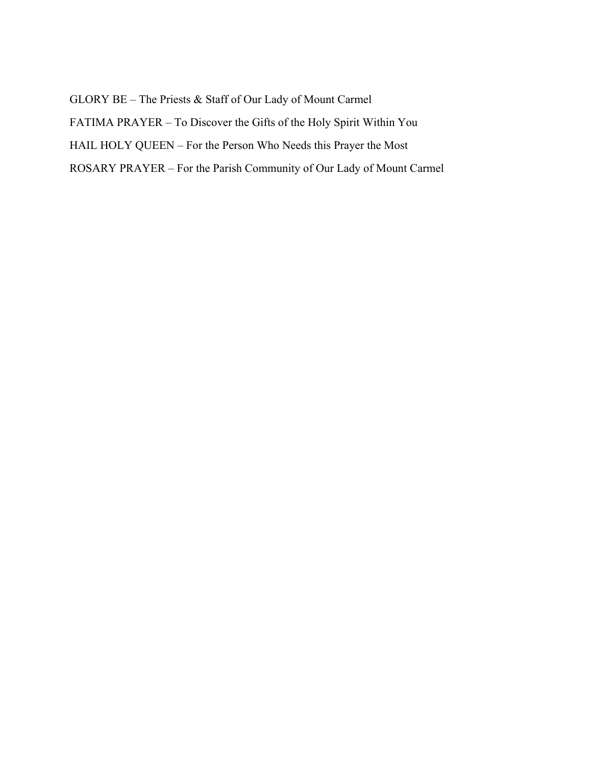GLORY BE – The Priests & Staff of Our Lady of Mount Carmel

FATIMA PRAYER – To Discover the Gifts of the Holy Spirit Within You

HAIL HOLY QUEEN – For the Person Who Needs this Prayer the Most

ROSARY PRAYER – For the Parish Community of Our Lady of Mount Carmel